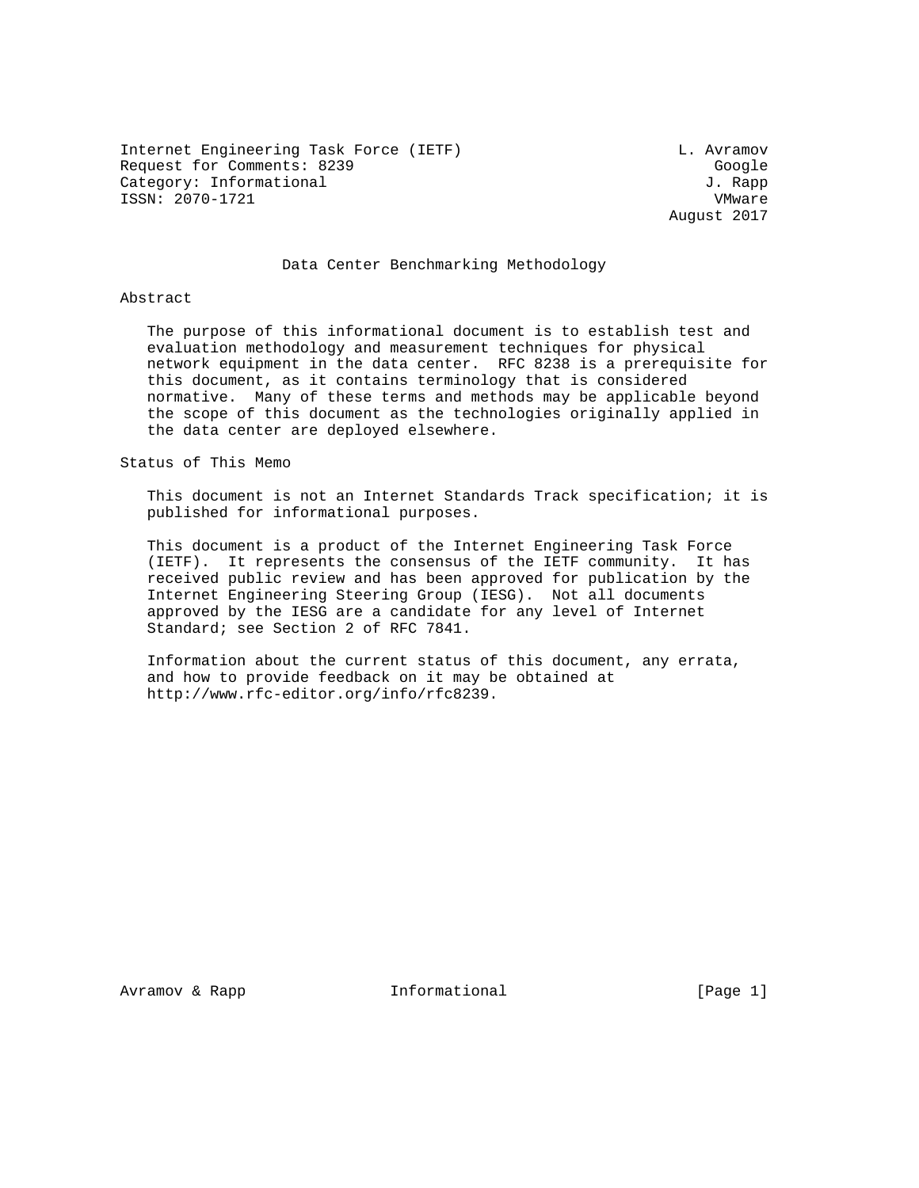Internet Engineering Task Force (IETF) — L. Avramov
Request for Comments: 8239 — Google
Category: Informational — J. Rapp
ISSN: 2070-1721 — VMware

August 2017

# Data Center Benchmarking Methodology

## Abstract

The purpose of this informational document is to establish test and evaluation methodology and measurement techniques for physical network equipment in the data center. RFC 8238 is a prerequisite for this document, as it contains terminology that is considered normative. Many of these terms and methods may be applicable beyond the scope of this document as the technologies originally applied in the data center are deployed elsewhere.

## Status of This Memo

This document is not an Internet Standards Track specification; it is published for informational purposes.

This document is a product of the Internet Engineering Task Force (IETF). It represents the consensus of the IETF community. It has received public review and has been approved for publication by the Internet Engineering Steering Group (IESG). Not all documents approved by the IESG are a candidate for any level of Internet Standard; see Section 2 of RFC 7841.

Information about the current status of this document, any errata, and how to provide feedback on it may be obtained at http://www.rfc-editor.org/info/rfc8239.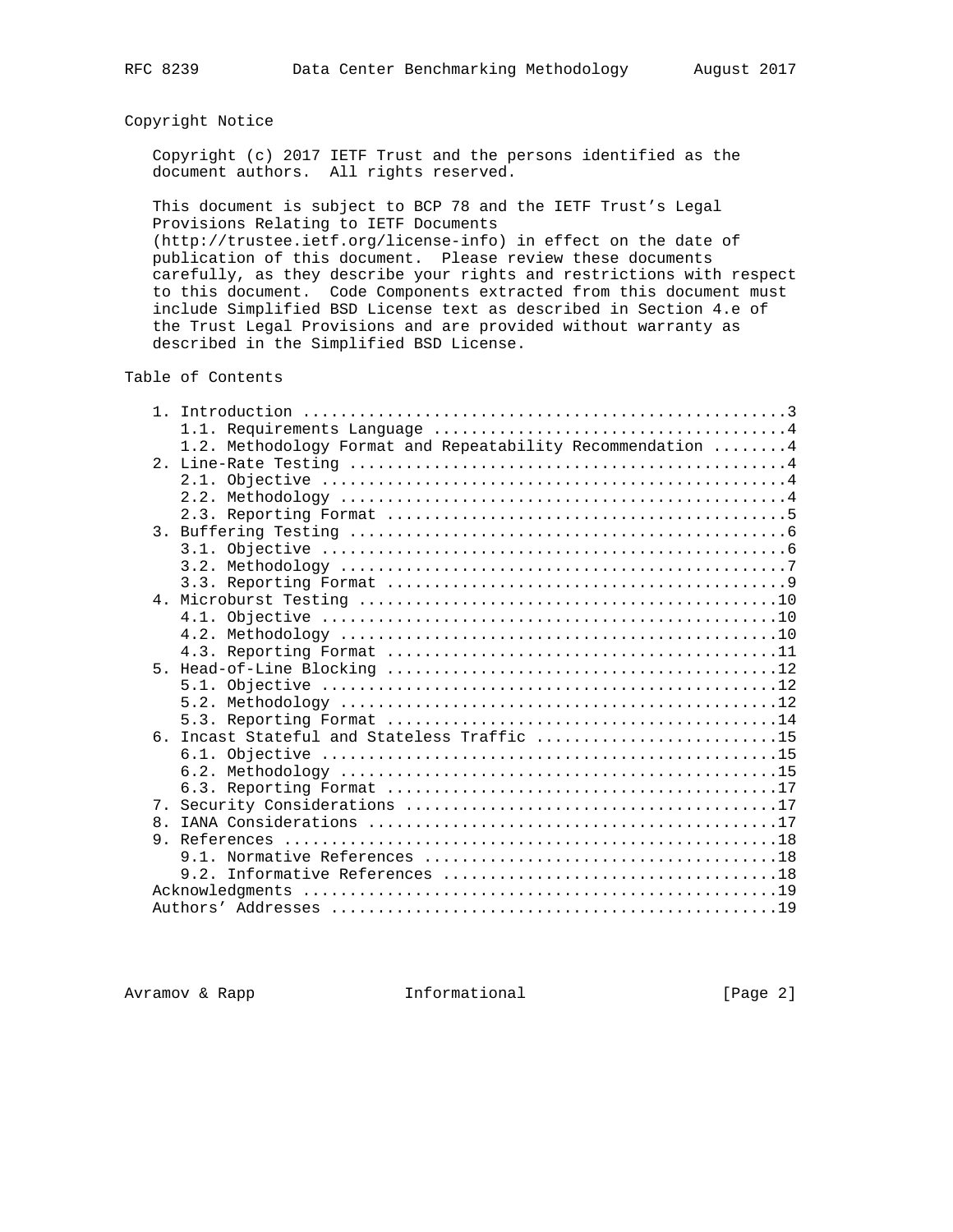## Copyright Notice

Copyright (c) 2017 IETF Trust and the persons identified as the document authors. All rights reserved.

This document is subject to BCP 78 and the IETF Trust's Legal Provisions Relating to IETF Documents (http://trustee.ietf.org/license-info) in effect on the date of publication of this document. Please review these documents carefully, as they describe your rights and restrictions with respect to this document. Code Components extracted from this document must include Simplified BSD License text as described in Section 4.e of the Trust Legal Provisions and are provided without warranty as described in the Simplified BSD License.

## Table of Contents

```
   1. Introduction ....................................................3
      1.1. Requirements Language ......................................4
      1.2. Methodology Format and Repeatability Recommendation ........4
   2. Line-Rate Testing ...............................................4
      2.1. Objective ..................................................4
      2.2. Methodology ................................................4
      2.3. Reporting Format ...........................................5
   3. Buffering Testing ...............................................6
      3.1. Objective ..................................................6
      3.2. Methodology ................................................7
      3.3. Reporting Format ...........................................9
   4. Microburst Testing .............................................10
      4.1. Objective .................................................10
      4.2. Methodology ...............................................10
      4.3. Reporting Format ..........................................11
   5. Head-of-Line Blocking ..........................................12
      5.1. Objective .................................................12
      5.2. Methodology ...............................................12
      5.3. Reporting Format ..........................................14
   6. Incast Stateful and Stateless Traffic ..........................15
      6.1. Objective .................................................15
      6.2. Methodology ...............................................15
      6.3. Reporting Format ..........................................17
   7. Security Considerations ........................................17
   8. IANA Considerations ............................................17
   9. References .....................................................18
      9.1. Normative References ......................................18
      9.2. Informative References ....................................18
   Acknowledgments ...................................................19
   Authors' Addresses ................................................19
```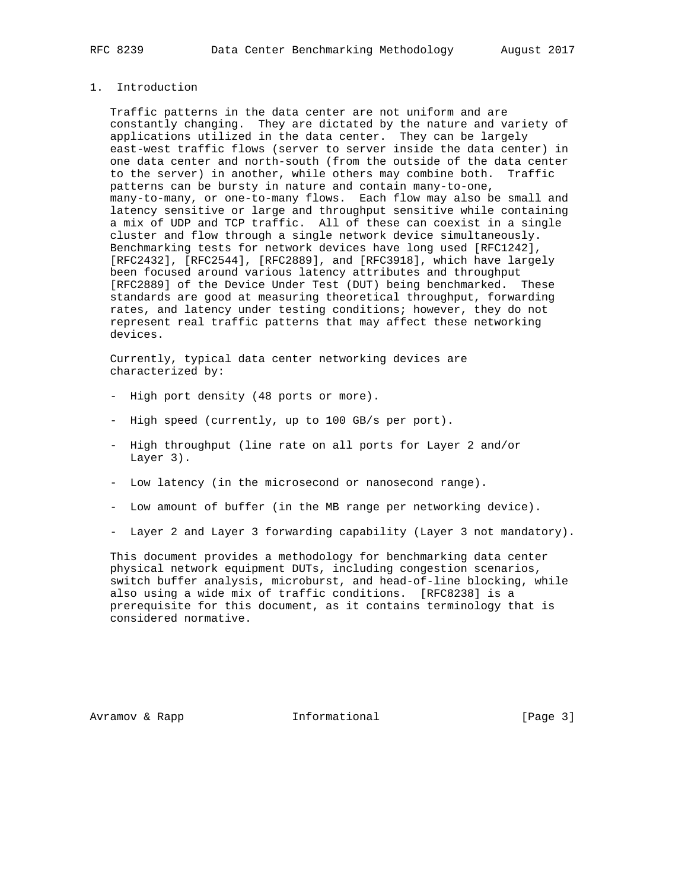## 1. Introduction

Traffic patterns in the data center are not uniform and are constantly changing. They are dictated by the nature and variety of applications utilized in the data center. They can be largely east-west traffic flows (server to server inside the data center) in one data center and north-south (from the outside of the data center to the server) in another, while others may combine both. Traffic patterns can be bursty in nature and contain many-to-one, many-to-many, or one-to-many flows. Each flow may also be small and latency sensitive or large and throughput sensitive while containing a mix of UDP and TCP traffic. All of these can coexist in a single cluster and flow through a single network device simultaneously. Benchmarking tests for network devices have long used [RFC1242], [RFC2432], [RFC2544], [RFC2889], and [RFC3918], which have largely been focused around various latency attributes and throughput [RFC2889] of the Device Under Test (DUT) being benchmarked. These standards are good at measuring theoretical throughput, forwarding rates, and latency under testing conditions; however, they do not represent real traffic patterns that may affect these networking devices.

Currently, typical data center networking devices are characterized by:

- High port density (48 ports or more).
- High speed (currently, up to 100 GB/s per port).
- High throughput (line rate on all ports for Layer 2 and/or Layer 3).
- Low latency (in the microsecond or nanosecond range).
- Low amount of buffer (in the MB range per networking device).
- Layer 2 and Layer 3 forwarding capability (Layer 3 not mandatory).

This document provides a methodology for benchmarking data center physical network equipment DUTs, including congestion scenarios, switch buffer analysis, microburst, and head-of-line blocking, while also using a wide mix of traffic conditions. [RFC8238] is a prerequisite for this document, as it contains terminology that is considered normative.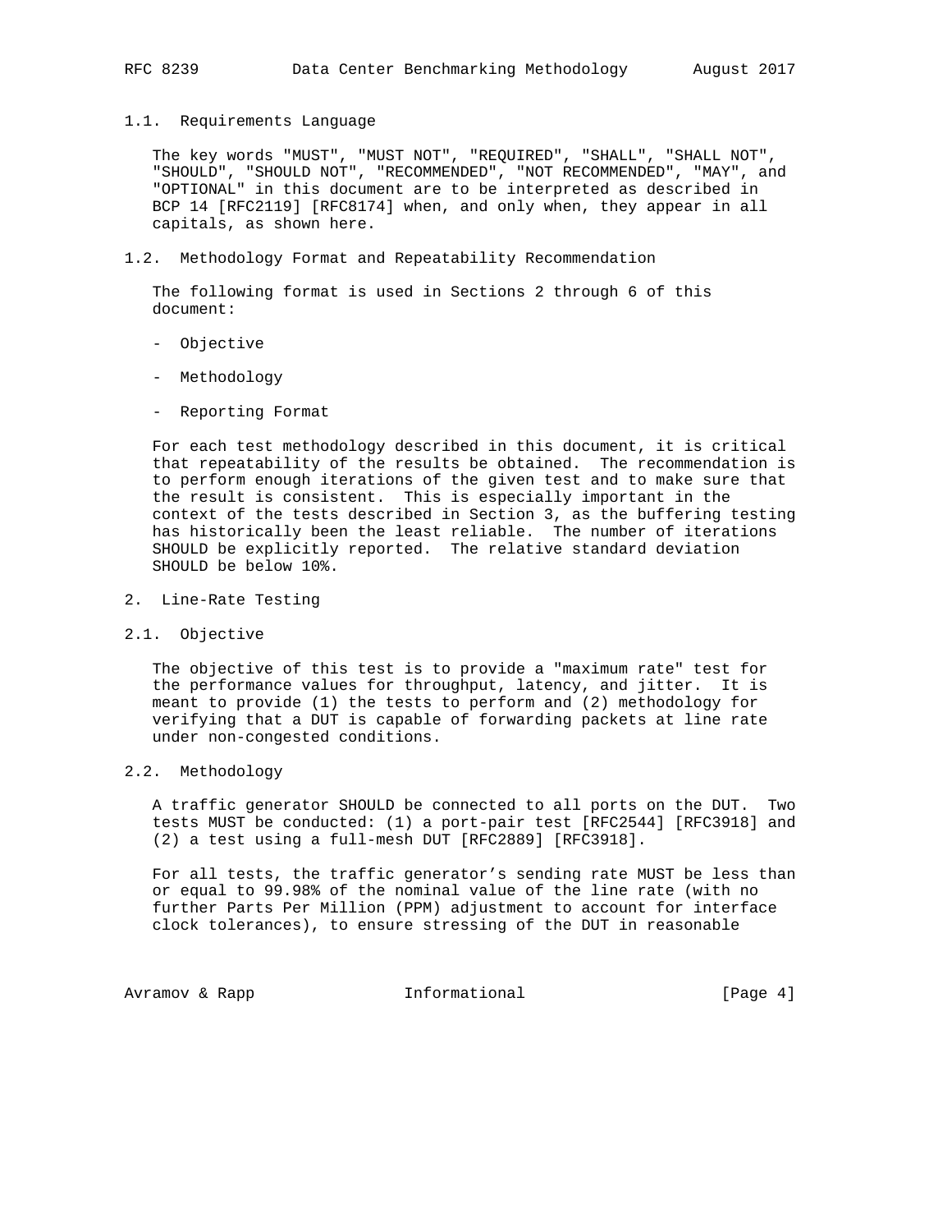### 1.1. Requirements Language

The key words "MUST", "MUST NOT", "REQUIRED", "SHALL", "SHALL NOT", "SHOULD", "SHOULD NOT", "RECOMMENDED", "NOT RECOMMENDED", "MAY", and "OPTIONAL" in this document are to be interpreted as described in BCP 14 [RFC2119] [RFC8174] when, and only when, they appear in all capitals, as shown here.

### 1.2. Methodology Format and Repeatability Recommendation

The following format is used in Sections 2 through 6 of this document:

- Objective
- Methodology
- Reporting Format

For each test methodology described in this document, it is critical that repeatability of the results be obtained. The recommendation is to perform enough iterations of the given test and to make sure that the result is consistent. This is especially important in the context of the tests described in Section 3, as the buffering testing has historically been the least reliable. The number of iterations SHOULD be explicitly reported. The relative standard deviation SHOULD be below 10%.

## 2. Line-Rate Testing

### 2.1. Objective

The objective of this test is to provide a "maximum rate" test for the performance values for throughput, latency, and jitter. It is meant to provide (1) the tests to perform and (2) methodology for verifying that a DUT is capable of forwarding packets at line rate under non-congested conditions.

### 2.2. Methodology

A traffic generator SHOULD be connected to all ports on the DUT. Two tests MUST be conducted: (1) a port-pair test [RFC2544] [RFC3918] and (2) a test using a full-mesh DUT [RFC2889] [RFC3918].

For all tests, the traffic generator's sending rate MUST be less than or equal to 99.98% of the nominal value of the line rate (with no further Parts Per Million (PPM) adjustment to account for interface clock tolerances), to ensure stressing of the DUT in reasonable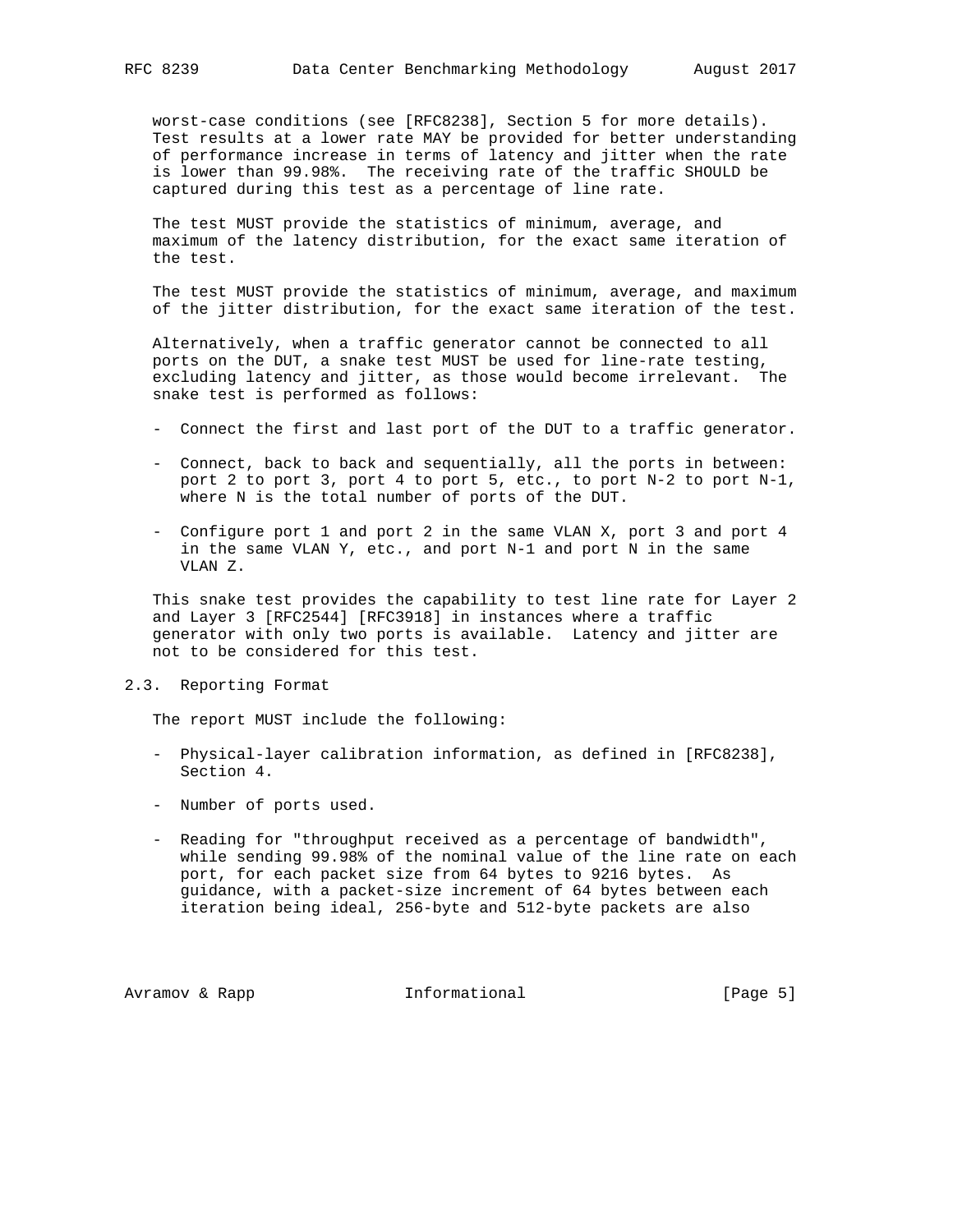worst-case conditions (see [RFC8238], Section 5 for more details). Test results at a lower rate MAY be provided for better understanding of performance increase in terms of latency and jitter when the rate is lower than 99.98%. The receiving rate of the traffic SHOULD be captured during this test as a percentage of line rate.

The test MUST provide the statistics of minimum, average, and maximum of the latency distribution, for the exact same iteration of the test.

The test MUST provide the statistics of minimum, average, and maximum of the jitter distribution, for the exact same iteration of the test.

Alternatively, when a traffic generator cannot be connected to all ports on the DUT, a snake test MUST be used for line-rate testing, excluding latency and jitter, as those would become irrelevant. The snake test is performed as follows:

- Connect the first and last port of the DUT to a traffic generator.
- Connect, back to back and sequentially, all the ports in between: port 2 to port 3, port 4 to port 5, etc., to port N-2 to port N-1, where N is the total number of ports of the DUT.
- Configure port 1 and port 2 in the same VLAN X, port 3 and port 4 in the same VLAN Y, etc., and port N-1 and port N in the same VLAN Z.

This snake test provides the capability to test line rate for Layer 2 and Layer 3 [RFC2544] [RFC3918] in instances where a traffic generator with only two ports is available. Latency and jitter are not to be considered for this test.

## 2.3. Reporting Format

The report MUST include the following:

- Physical-layer calibration information, as defined in [RFC8238], Section 4.
- Number of ports used.
- Reading for "throughput received as a percentage of bandwidth", while sending 99.98% of the nominal value of the line rate on each port, for each packet size from 64 bytes to 9216 bytes. As guidance, with a packet-size increment of 64 bytes between each iteration being ideal, 256-byte and 512-byte packets are also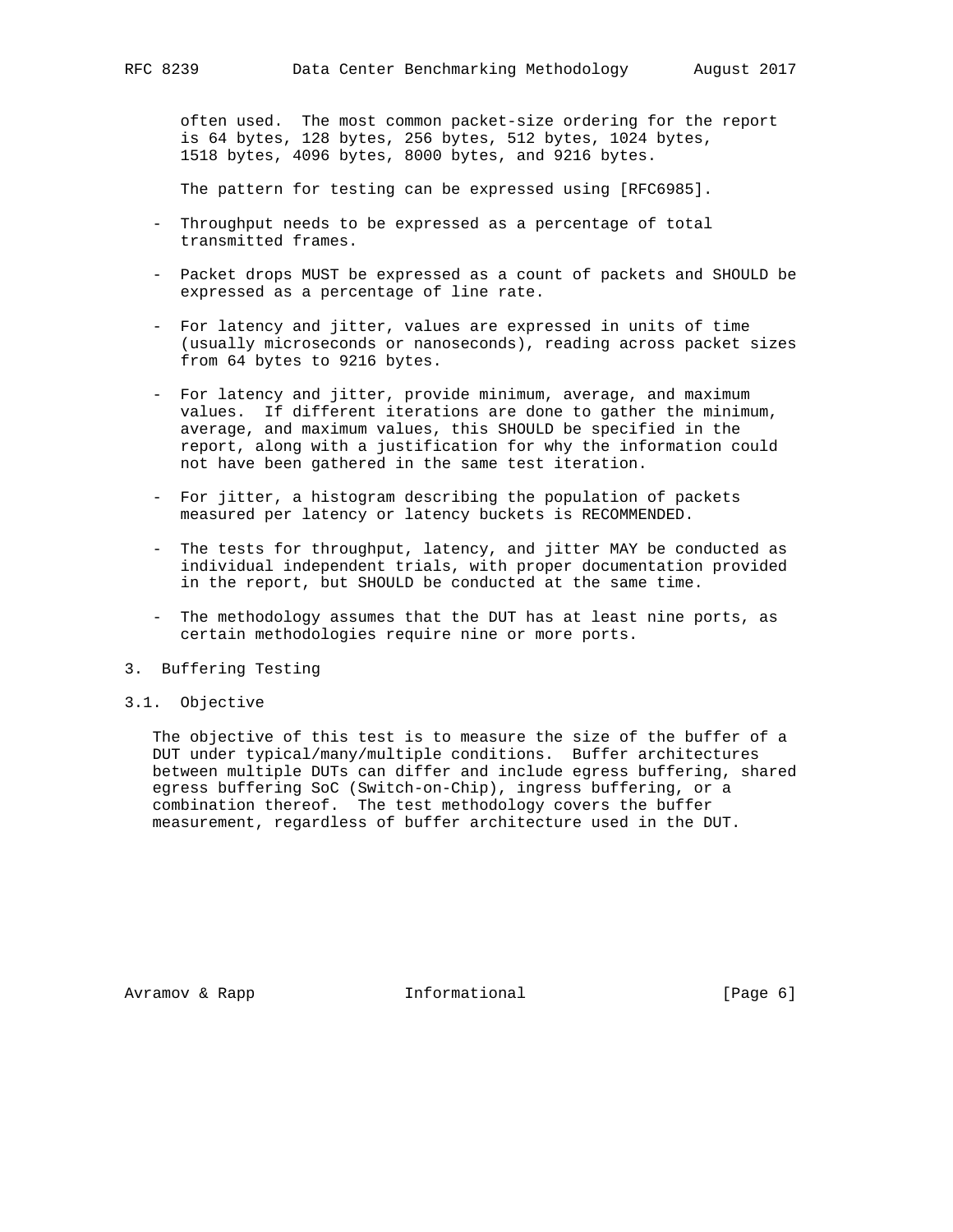often used. The most common packet-size ordering for the report is 64 bytes, 128 bytes, 256 bytes, 512 bytes, 1024 bytes, 1518 bytes, 4096 bytes, 8000 bytes, and 9216 bytes.

The pattern for testing can be expressed using [RFC6985].

- Throughput needs to be expressed as a percentage of total transmitted frames.
- Packet drops MUST be expressed as a count of packets and SHOULD be expressed as a percentage of line rate.
- For latency and jitter, values are expressed in units of time (usually microseconds or nanoseconds), reading across packet sizes from 64 bytes to 9216 bytes.
- For latency and jitter, provide minimum, average, and maximum values. If different iterations are done to gather the minimum, average, and maximum values, this SHOULD be specified in the report, along with a justification for why the information could not have been gathered in the same test iteration.
- For jitter, a histogram describing the population of packets measured per latency or latency buckets is RECOMMENDED.
- The tests for throughput, latency, and jitter MAY be conducted as individual independent trials, with proper documentation provided in the report, but SHOULD be conducted at the same time.
- The methodology assumes that the DUT has at least nine ports, as certain methodologies require nine or more ports.

## 3. Buffering Testing

### 3.1. Objective

The objective of this test is to measure the size of the buffer of a DUT under typical/many/multiple conditions. Buffer architectures between multiple DUTs can differ and include egress buffering, shared egress buffering SoC (Switch-on-Chip), ingress buffering, or a combination thereof. The test methodology covers the buffer measurement, regardless of buffer architecture used in the DUT.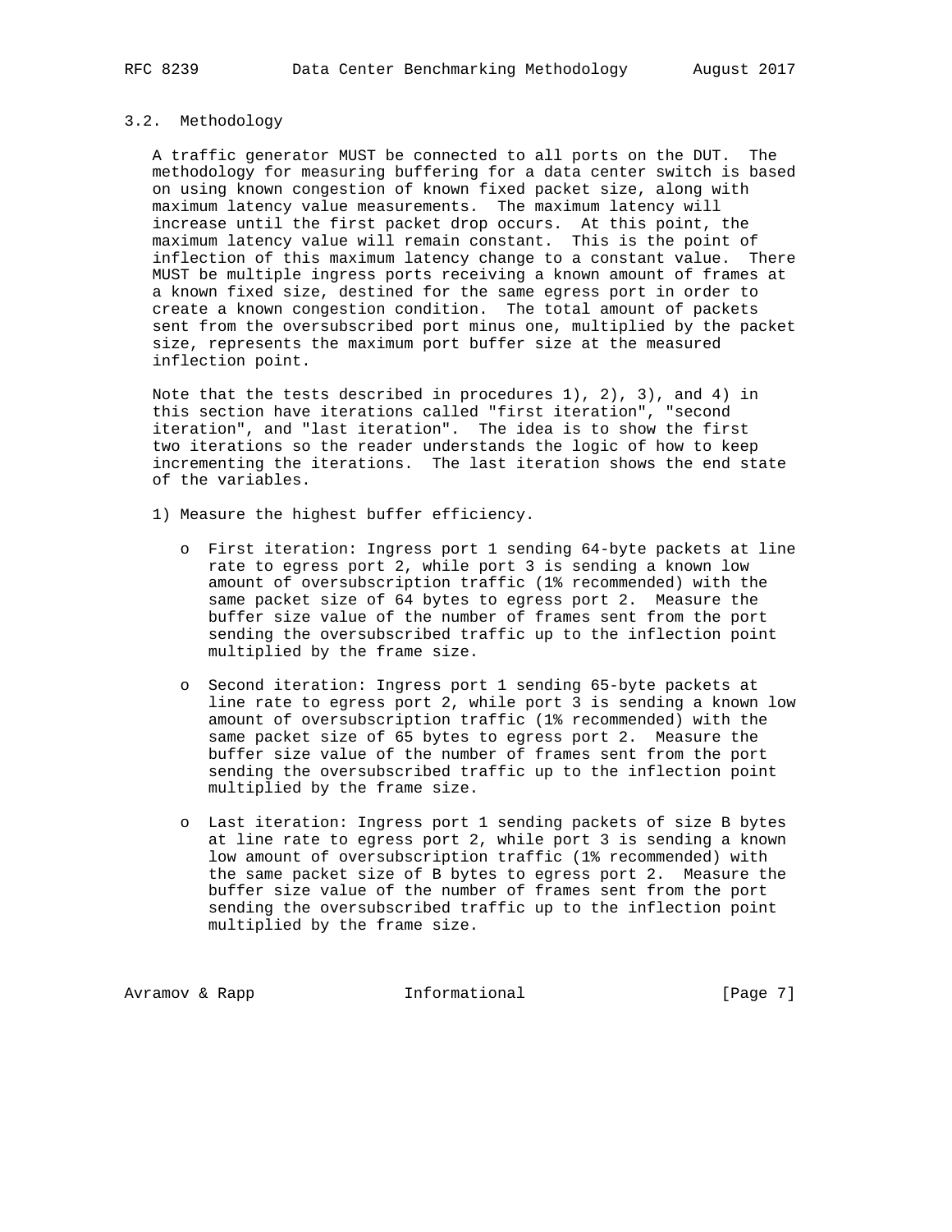### 3.2. Methodology

A traffic generator MUST be connected to all ports on the DUT. The methodology for measuring buffering for a data center switch is based on using known congestion of known fixed packet size, along with maximum latency value measurements. The maximum latency will increase until the first packet drop occurs. At this point, the maximum latency value will remain constant. This is the point of inflection of this maximum latency change to a constant value. There MUST be multiple ingress ports receiving a known amount of frames at a known fixed size, destined for the same egress port in order to create a known congestion condition. The total amount of packets sent from the oversubscribed port minus one, multiplied by the packet size, represents the maximum port buffer size at the measured inflection point.

Note that the tests described in procedures 1), 2), 3), and 4) in this section have iterations called "first iteration", "second iteration", and "last iteration". The idea is to show the first two iterations so the reader understands the logic of how to keep incrementing the iterations. The last iteration shows the end state of the variables.

1) Measure the highest buffer efficiency.

   - First iteration: Ingress port 1 sending 64-byte packets at line rate to egress port 2, while port 3 is sending a known low amount of oversubscription traffic (1% recommended) with the same packet size of 64 bytes to egress port 2. Measure the buffer size value of the number of frames sent from the port sending the oversubscribed traffic up to the inflection point multiplied by the frame size.

   - Second iteration: Ingress port 1 sending 65-byte packets at line rate to egress port 2, while port 3 is sending a known low amount of oversubscription traffic (1% recommended) with the same packet size of 65 bytes to egress port 2. Measure the buffer size value of the number of frames sent from the port sending the oversubscribed traffic up to the inflection point multiplied by the frame size.

   - Last iteration: Ingress port 1 sending packets of size B bytes at line rate to egress port 2, while port 3 is sending a known low amount of oversubscription traffic (1% recommended) with the same packet size of B bytes to egress port 2. Measure the buffer size value of the number of frames sent from the port sending the oversubscribed traffic up to the inflection point multiplied by the frame size.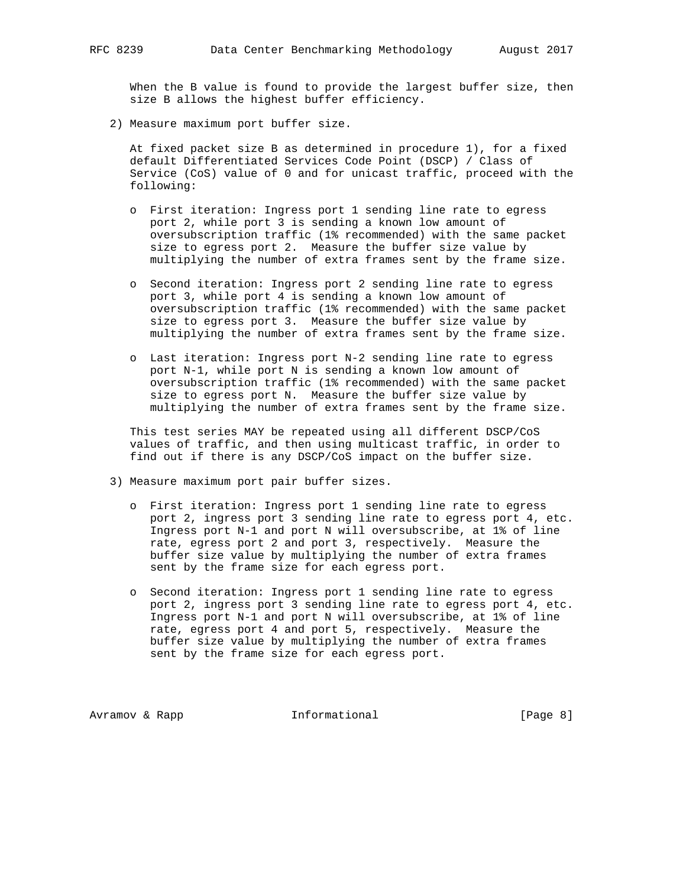When the B value is found to provide the largest buffer size, then size B allows the highest buffer efficiency.

2) Measure maximum port buffer size.

   At fixed packet size B as determined in procedure 1), for a fixed default Differentiated Services Code Point (DSCP) / Class of Service (CoS) value of 0 and for unicast traffic, proceed with the following:

   - First iteration: Ingress port 1 sending line rate to egress port 2, while port 3 is sending a known low amount of oversubscription traffic (1% recommended) with the same packet size to egress port 2. Measure the buffer size value by multiplying the number of extra frames sent by the frame size.

   - Second iteration: Ingress port 2 sending line rate to egress port 3, while port 4 is sending a known low amount of oversubscription traffic (1% recommended) with the same packet size to egress port 3. Measure the buffer size value by multiplying the number of extra frames sent by the frame size.

   - Last iteration: Ingress port N-2 sending line rate to egress port N-1, while port N is sending a known low amount of oversubscription traffic (1% recommended) with the same packet size to egress port N. Measure the buffer size value by multiplying the number of extra frames sent by the frame size.

   This test series MAY be repeated using all different DSCP/CoS values of traffic, and then using multicast traffic, in order to find out if there is any DSCP/CoS impact on the buffer size.

3) Measure maximum port pair buffer sizes.

   - First iteration: Ingress port 1 sending line rate to egress port 2, ingress port 3 sending line rate to egress port 4, etc. Ingress port N-1 and port N will oversubscribe, at 1% of line rate, egress port 2 and port 3, respectively. Measure the buffer size value by multiplying the number of extra frames sent by the frame size for each egress port.

   - Second iteration: Ingress port 1 sending line rate to egress port 2, ingress port 3 sending line rate to egress port 4, etc. Ingress port N-1 and port N will oversubscribe, at 1% of line rate, egress port 4 and port 5, respectively. Measure the buffer size value by multiplying the number of extra frames sent by the frame size for each egress port.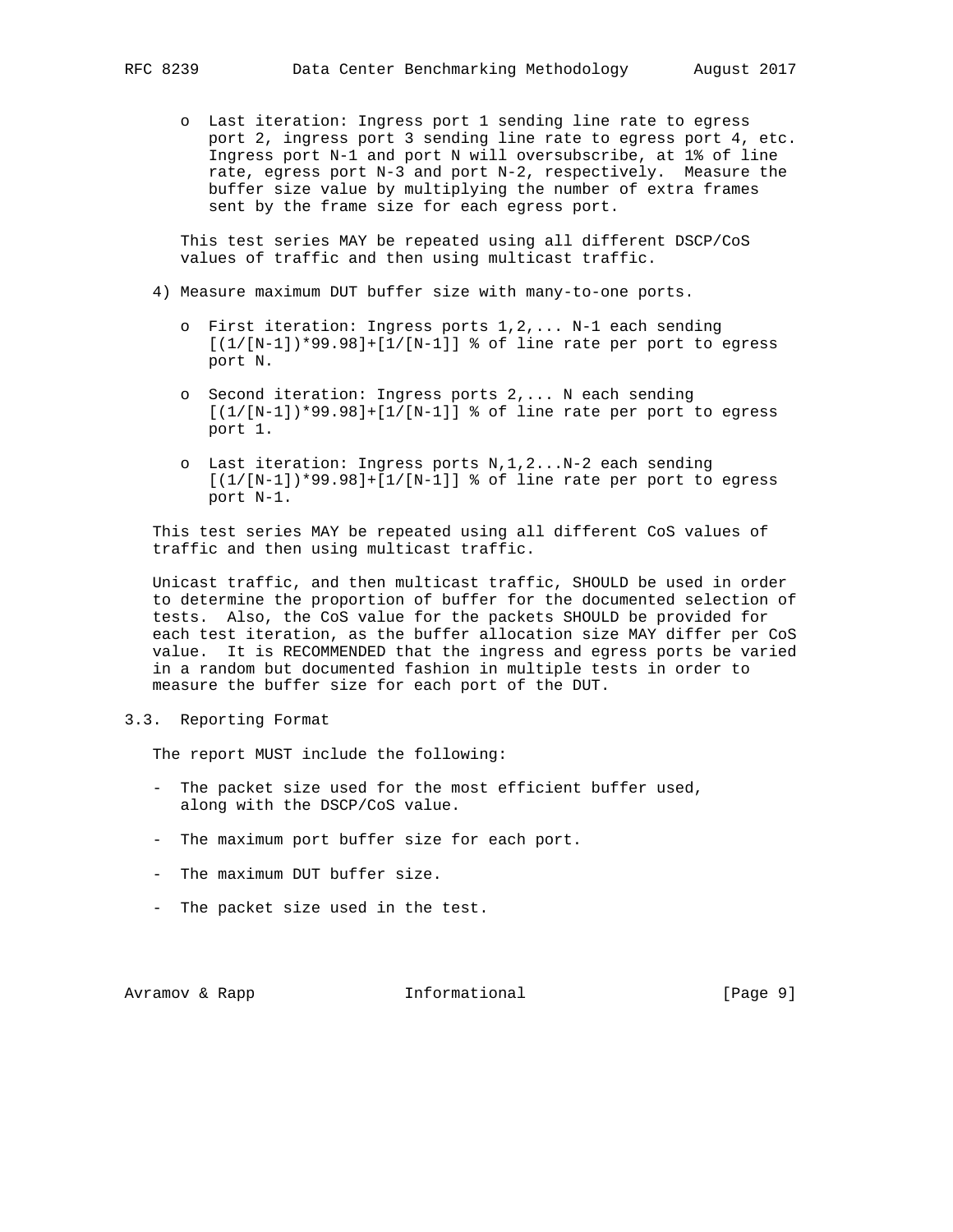- Last iteration: Ingress port 1 sending line rate to egress port 2, ingress port 3 sending line rate to egress port 4, etc. Ingress port N-1 and port N will oversubscribe, at 1% of line rate, egress port N-3 and port N-2, respectively. Measure the buffer size value by multiplying the number of extra frames sent by the frame size for each egress port.

This test series MAY be repeated using all different DSCP/CoS values of traffic and then using multicast traffic.

4) Measure maximum DUT buffer size with many-to-one ports.

   - First iteration: Ingress ports 1,2,... N-1 each sending [(1/[N-1])*99.98]+[1/[N-1]] % of line rate per port to egress port N.

   - Second iteration: Ingress ports 2,... N each sending [(1/[N-1])*99.98]+[1/[N-1]] % of line rate per port to egress port 1.

   - Last iteration: Ingress ports N,1,2...N-2 each sending [(1/[N-1])*99.98]+[1/[N-1]] % of line rate per port to egress port N-1.

This test series MAY be repeated using all different CoS values of traffic and then using multicast traffic.

Unicast traffic, and then multicast traffic, SHOULD be used in order to determine the proportion of buffer for the documented selection of tests. Also, the CoS value for the packets SHOULD be provided for each test iteration, as the buffer allocation size MAY differ per CoS value. It is RECOMMENDED that the ingress and egress ports be varied in a random but documented fashion in multiple tests in order to measure the buffer size for each port of the DUT.

### 3.3. Reporting Format

The report MUST include the following:

- The packet size used for the most efficient buffer used, along with the DSCP/CoS value.

- The maximum port buffer size for each port.

- The maximum DUT buffer size.

- The packet size used in the test.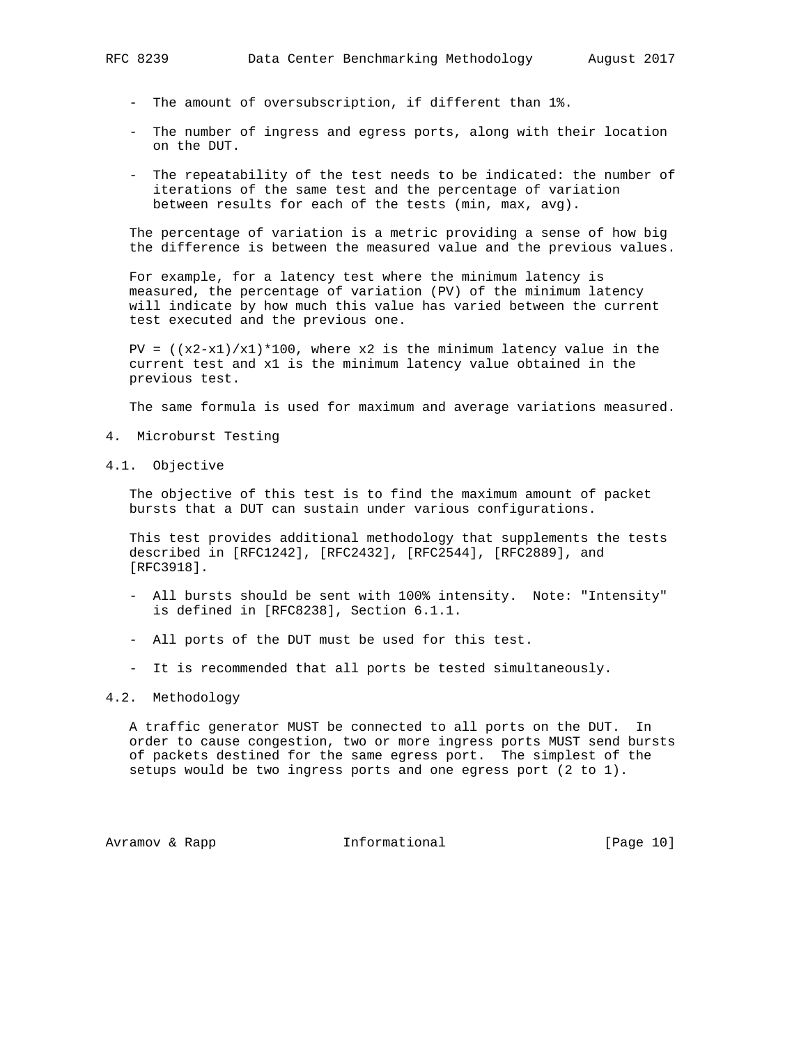- The amount of oversubscription, if different than 1%.

- The number of ingress and egress ports, along with their location on the DUT.

- The repeatability of the test needs to be indicated: the number of iterations of the same test and the percentage of variation between results for each of the tests (min, max, avg).

The percentage of variation is a metric providing a sense of how big the difference is between the measured value and the previous values.

For example, for a latency test where the minimum latency is measured, the percentage of variation (PV) of the minimum latency will indicate by how much this value has varied between the current test executed and the previous one.

$PV = ((x2-x1)/x1)*100$, where x2 is the minimum latency value in the current test and x1 is the minimum latency value obtained in the previous test.

The same formula is used for maximum and average variations measured.

## 4. Microburst Testing

### 4.1. Objective

The objective of this test is to find the maximum amount of packet bursts that a DUT can sustain under various configurations.

This test provides additional methodology that supplements the tests described in [RFC1242], [RFC2432], [RFC2544], [RFC2889], and [RFC3918].

- All bursts should be sent with 100% intensity. Note: "Intensity" is defined in [RFC8238], Section 6.1.1.

- All ports of the DUT must be used for this test.

- It is recommended that all ports be tested simultaneously.

### 4.2. Methodology

A traffic generator MUST be connected to all ports on the DUT. In order to cause congestion, two or more ingress ports MUST send bursts of packets destined for the same egress port. The simplest of the setups would be two ingress ports and one egress port (2 to 1).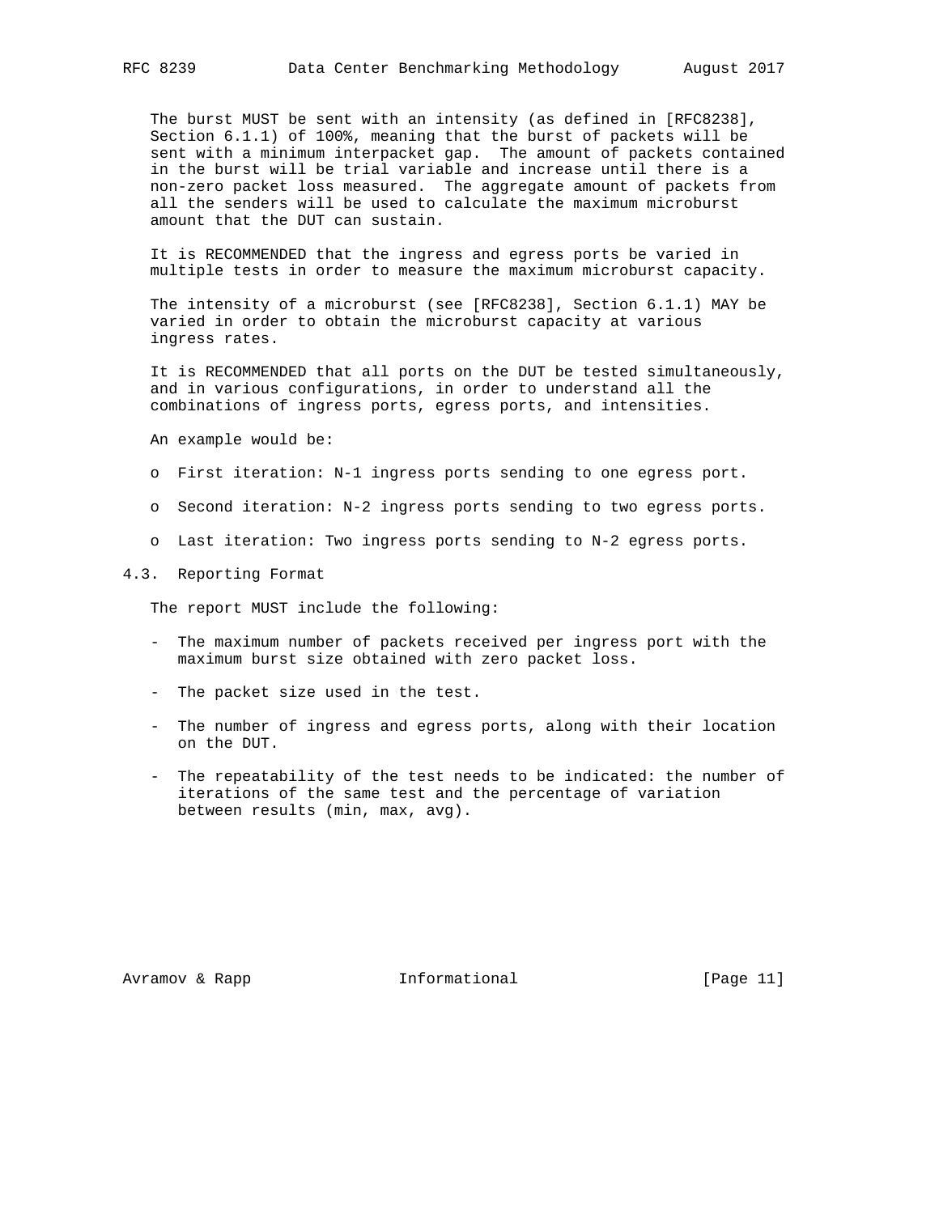The burst MUST be sent with an intensity (as defined in [RFC8238], Section 6.1.1) of 100%, meaning that the burst of packets will be sent with a minimum interpacket gap. The amount of packets contained in the burst will be trial variable and increase until there is a non-zero packet loss measured. The aggregate amount of packets from all the senders will be used to calculate the maximum microburst amount that the DUT can sustain.

It is RECOMMENDED that the ingress and egress ports be varied in multiple tests in order to measure the maximum microburst capacity.

The intensity of a microburst (see [RFC8238], Section 6.1.1) MAY be varied in order to obtain the microburst capacity at various ingress rates.

It is RECOMMENDED that all ports on the DUT be tested simultaneously, and in various configurations, in order to understand all the combinations of ingress ports, egress ports, and intensities.

An example would be:

- First iteration: N-1 ingress ports sending to one egress port.
- Second iteration: N-2 ingress ports sending to two egress ports.
- Last iteration: Two ingress ports sending to N-2 egress ports.

## 4.3. Reporting Format

The report MUST include the following:

- The maximum number of packets received per ingress port with the maximum burst size obtained with zero packet loss.
- The packet size used in the test.
- The number of ingress and egress ports, along with their location on the DUT.
- The repeatability of the test needs to be indicated: the number of iterations of the same test and the percentage of variation between results (min, max, avg).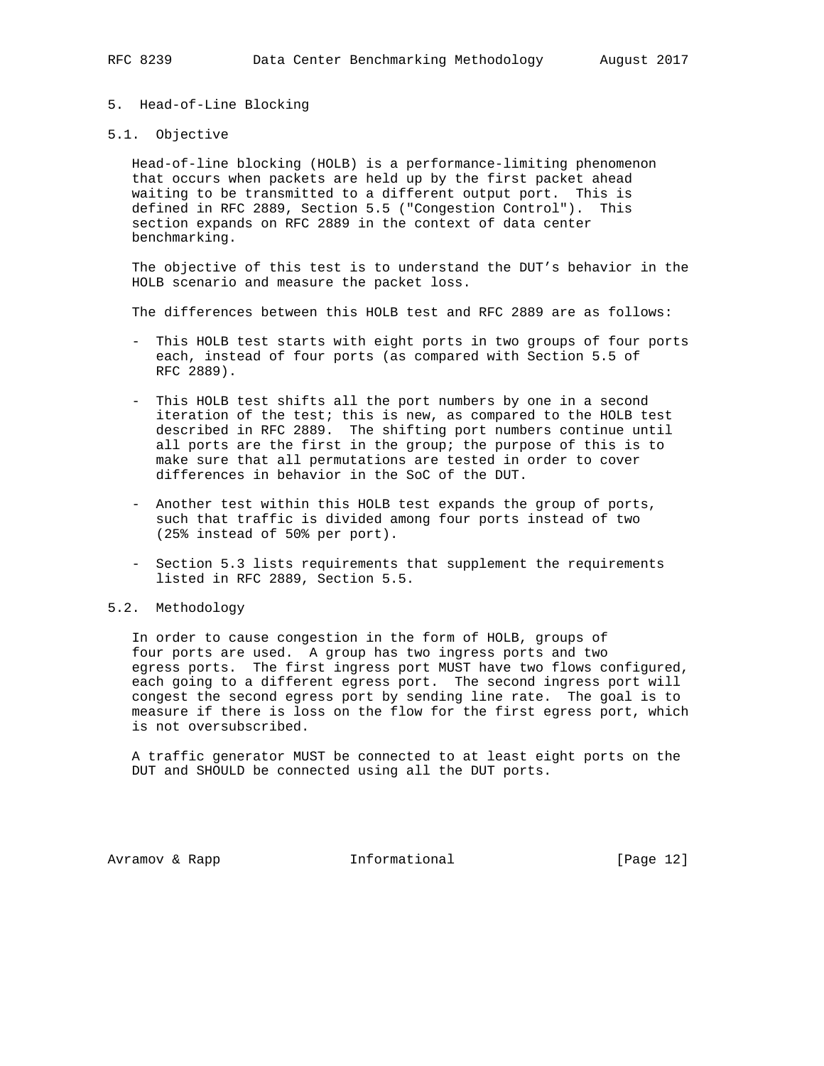# 5. Head-of-Line Blocking

## 5.1. Objective

Head-of-line blocking (HOLB) is a performance-limiting phenomenon that occurs when packets are held up by the first packet ahead waiting to be transmitted to a different output port. This is defined in RFC 2889, Section 5.5 ("Congestion Control"). This section expands on RFC 2889 in the context of data center benchmarking.

The objective of this test is to understand the DUT's behavior in the HOLB scenario and measure the packet loss.

The differences between this HOLB test and RFC 2889 are as follows:

- This HOLB test starts with eight ports in two groups of four ports each, instead of four ports (as compared with Section 5.5 of RFC 2889).

- This HOLB test shifts all the port numbers by one in a second iteration of the test; this is new, as compared to the HOLB test described in RFC 2889. The shifting port numbers continue until all ports are the first in the group; the purpose of this is to make sure that all permutations are tested in order to cover differences in behavior in the SoC of the DUT.

- Another test within this HOLB test expands the group of ports, such that traffic is divided among four ports instead of two (25% instead of 50% per port).

- Section 5.3 lists requirements that supplement the requirements listed in RFC 2889, Section 5.5.

## 5.2. Methodology

In order to cause congestion in the form of HOLB, groups of four ports are used. A group has two ingress ports and two egress ports. The first ingress port MUST have two flows configured, each going to a different egress port. The second ingress port will congest the second egress port by sending line rate. The goal is to measure if there is loss on the flow for the first egress port, which is not oversubscribed.

A traffic generator MUST be connected to at least eight ports on the DUT and SHOULD be connected using all the DUT ports.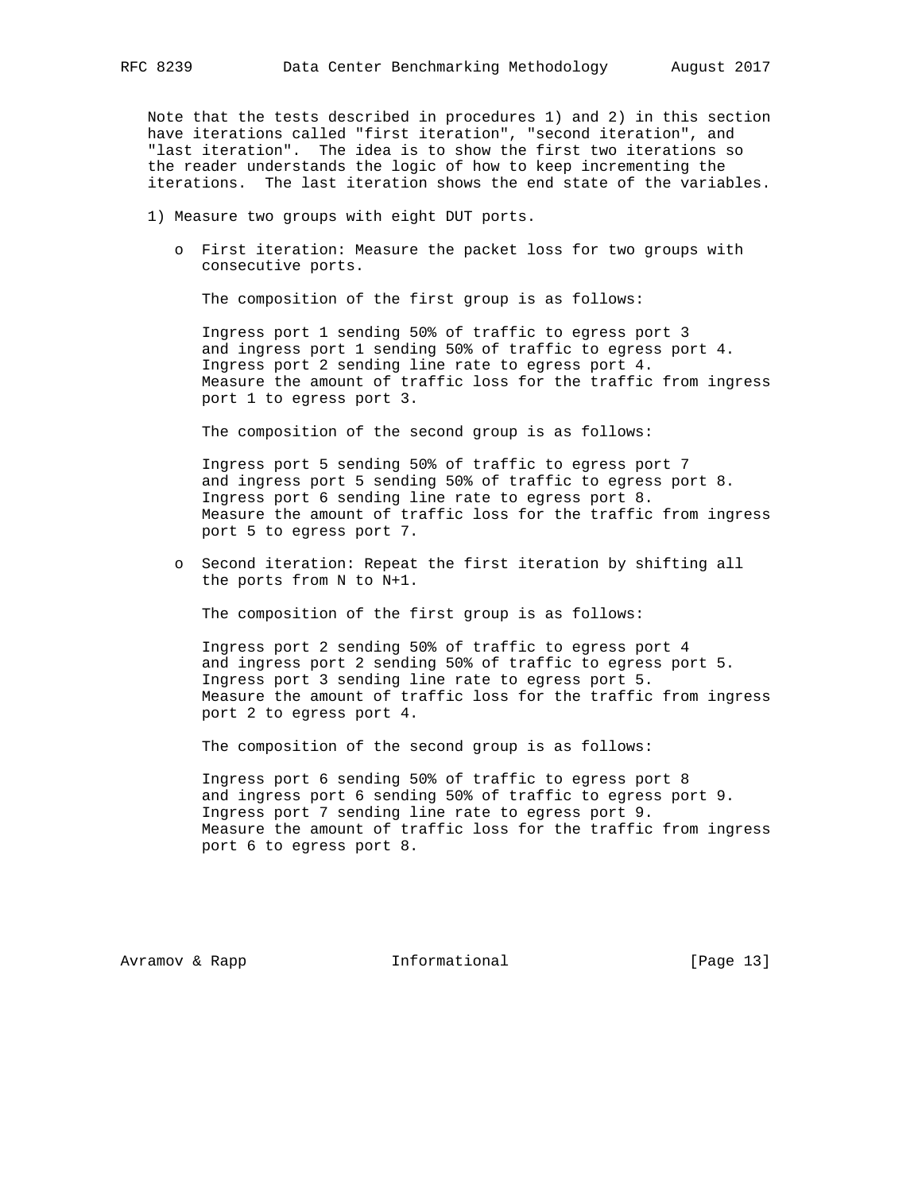Note that the tests described in procedures 1) and 2) in this section have iterations called "first iteration", "second iteration", and "last iteration". The idea is to show the first two iterations so the reader understands the logic of how to keep incrementing the iterations. The last iteration shows the end state of the variables.

1) Measure two groups with eight DUT ports.

   - First iteration: Measure the packet loss for two groups with consecutive ports.

     The composition of the first group is as follows:

     Ingress port 1 sending 50% of traffic to egress port 3 and ingress port 1 sending 50% of traffic to egress port 4. Ingress port 2 sending line rate to egress port 4. Measure the amount of traffic loss for the traffic from ingress port 1 to egress port 3.

     The composition of the second group is as follows:

     Ingress port 5 sending 50% of traffic to egress port 7 and ingress port 5 sending 50% of traffic to egress port 8. Ingress port 6 sending line rate to egress port 8. Measure the amount of traffic loss for the traffic from ingress port 5 to egress port 7.

   - Second iteration: Repeat the first iteration by shifting all the ports from N to N+1.

     The composition of the first group is as follows:

     Ingress port 2 sending 50% of traffic to egress port 4 and ingress port 2 sending 50% of traffic to egress port 5. Ingress port 3 sending line rate to egress port 5. Measure the amount of traffic loss for the traffic from ingress port 2 to egress port 4.

     The composition of the second group is as follows:

     Ingress port 6 sending 50% of traffic to egress port 8 and ingress port 6 sending 50% of traffic to egress port 9. Ingress port 7 sending line rate to egress port 9. Measure the amount of traffic loss for the traffic from ingress port 6 to egress port 8.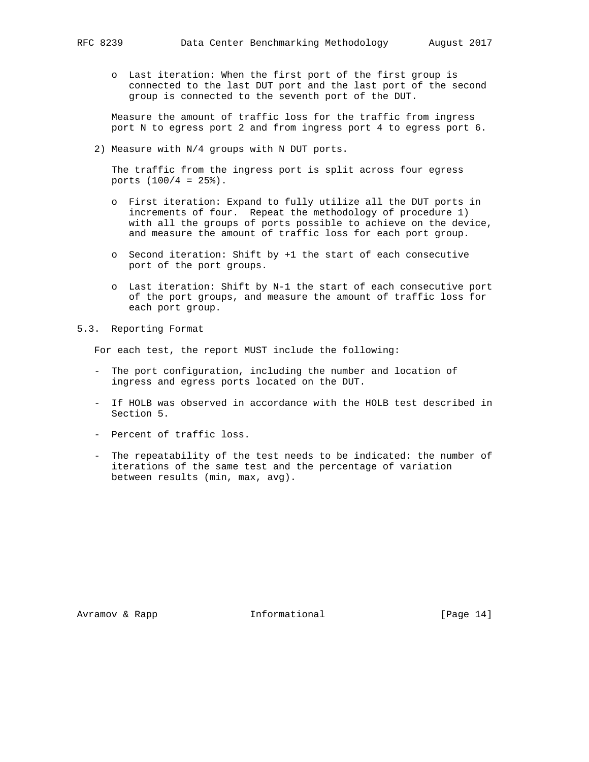- Last iteration: When the first port of the first group is connected to the last DUT port and the last port of the second group is connected to the seventh port of the DUT.

  Measure the amount of traffic loss for the traffic from ingress port N to egress port 2 and from ingress port 4 to egress port 6.

2) Measure with N/4 groups with N DUT ports.

   The traffic from the ingress port is split across four egress ports (100/4 = 25%).

   - First iteration: Expand to fully utilize all the DUT ports in increments of four. Repeat the methodology of procedure 1) with all the groups of ports possible to achieve on the device, and measure the amount of traffic loss for each port group.

   - Second iteration: Shift by +1 the start of each consecutive port of the port groups.

   - Last iteration: Shift by N-1 the start of each consecutive port of the port groups, and measure the amount of traffic loss for each port group.

## 5.3. Reporting Format

For each test, the report MUST include the following:

- The port configuration, including the number and location of ingress and egress ports located on the DUT.

- If HOLB was observed in accordance with the HOLB test described in Section 5.

- Percent of traffic loss.

- The repeatability of the test needs to be indicated: the number of iterations of the same test and the percentage of variation between results (min, max, avg).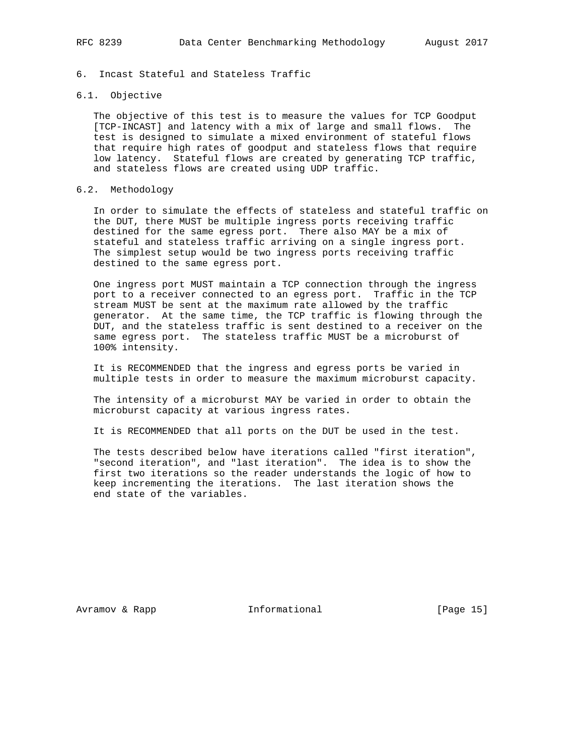## 6. Incast Stateful and Stateless Traffic

### 6.1. Objective

The objective of this test is to measure the values for TCP Goodput [TCP-INCAST] and latency with a mix of large and small flows. The test is designed to simulate a mixed environment of stateful flows that require high rates of goodput and stateless flows that require low latency. Stateful flows are created by generating TCP traffic, and stateless flows are created using UDP traffic.

### 6.2. Methodology

In order to simulate the effects of stateless and stateful traffic on the DUT, there MUST be multiple ingress ports receiving traffic destined for the same egress port. There also MAY be a mix of stateful and stateless traffic arriving on a single ingress port. The simplest setup would be two ingress ports receiving traffic destined to the same egress port.

One ingress port MUST maintain a TCP connection through the ingress port to a receiver connected to an egress port. Traffic in the TCP stream MUST be sent at the maximum rate allowed by the traffic generator. At the same time, the TCP traffic is flowing through the DUT, and the stateless traffic is sent destined to a receiver on the same egress port. The stateless traffic MUST be a microburst of 100% intensity.

It is RECOMMENDED that the ingress and egress ports be varied in multiple tests in order to measure the maximum microburst capacity.

The intensity of a microburst MAY be varied in order to obtain the microburst capacity at various ingress rates.

It is RECOMMENDED that all ports on the DUT be used in the test.

The tests described below have iterations called "first iteration", "second iteration", and "last iteration". The idea is to show the first two iterations so the reader understands the logic of how to keep incrementing the iterations. The last iteration shows the end state of the variables.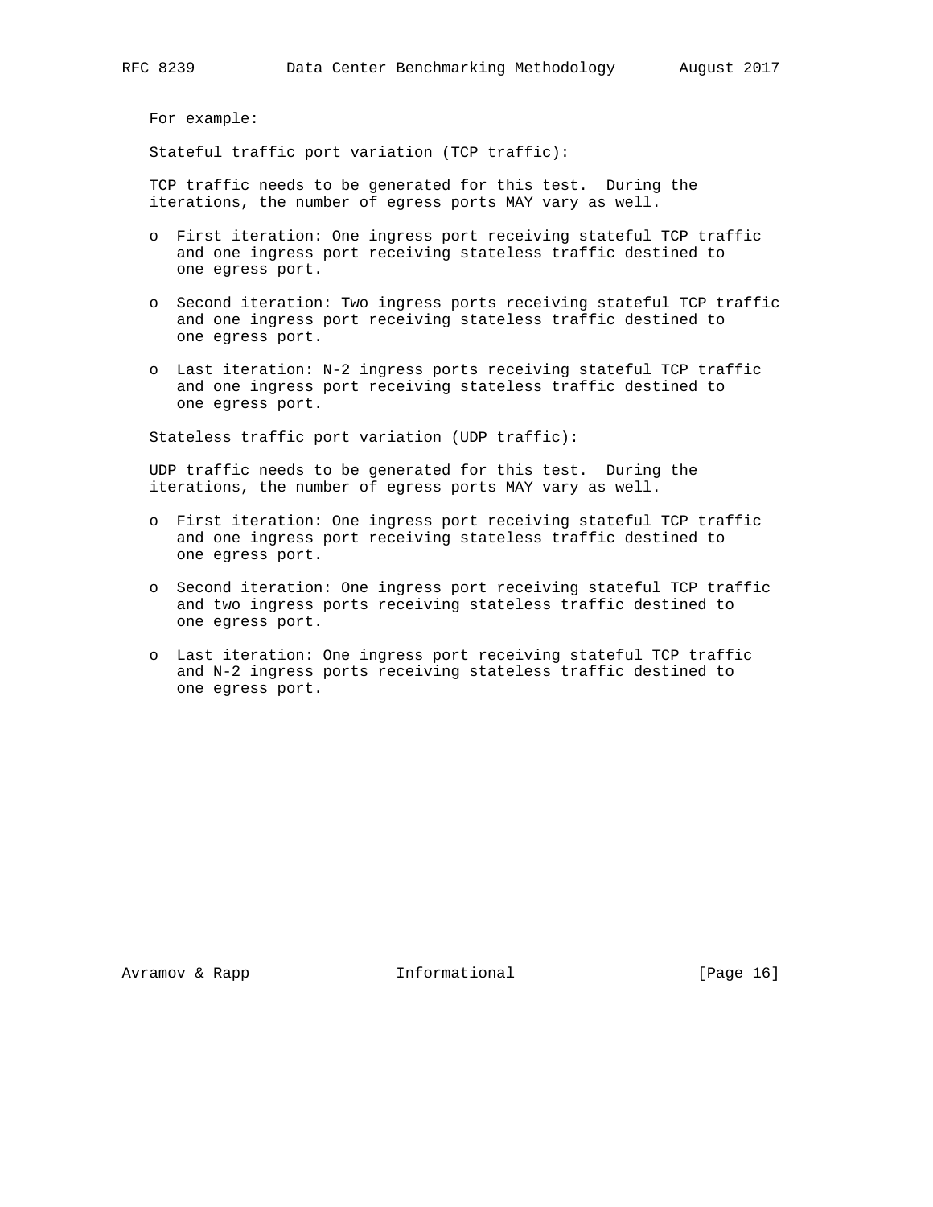For example:

Stateful traffic port variation (TCP traffic):

TCP traffic needs to be generated for this test. During the iterations, the number of egress ports MAY vary as well.

- First iteration: One ingress port receiving stateful TCP traffic and one ingress port receiving stateless traffic destined to one egress port.
- Second iteration: Two ingress ports receiving stateful TCP traffic and one ingress port receiving stateless traffic destined to one egress port.
- Last iteration: N-2 ingress ports receiving stateful TCP traffic and one ingress port receiving stateless traffic destined to one egress port.

Stateless traffic port variation (UDP traffic):

UDP traffic needs to be generated for this test. During the iterations, the number of egress ports MAY vary as well.

- First iteration: One ingress port receiving stateful TCP traffic and one ingress port receiving stateless traffic destined to one egress port.
- Second iteration: One ingress port receiving stateful TCP traffic and two ingress ports receiving stateless traffic destined to one egress port.
- Last iteration: One ingress port receiving stateful TCP traffic and N-2 ingress ports receiving stateless traffic destined to one egress port.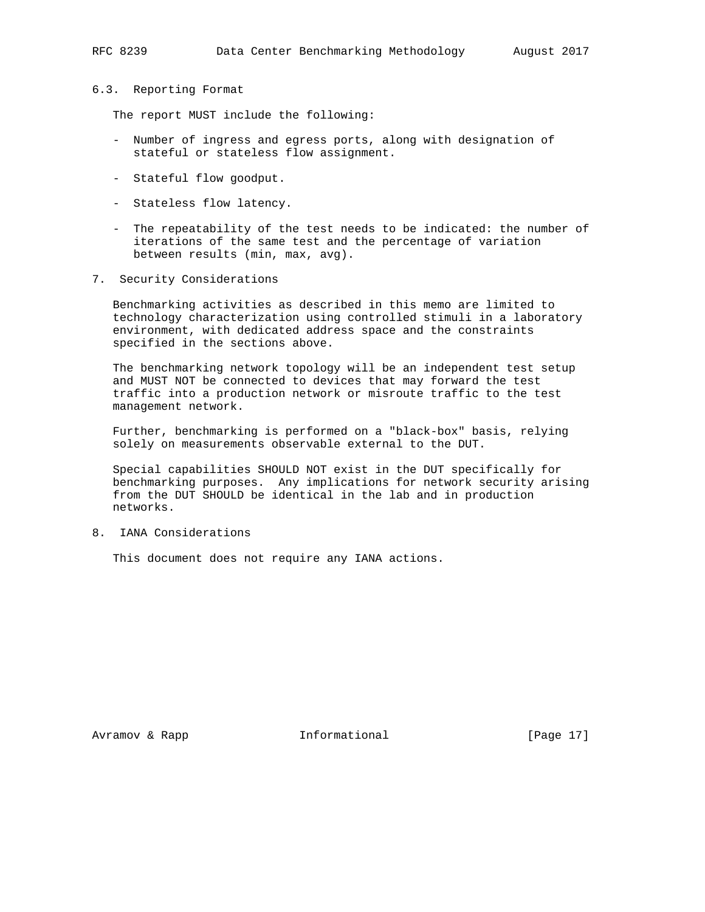### 6.3. Reporting Format

The report MUST include the following:

- Number of ingress and egress ports, along with designation of stateful or stateless flow assignment.
- Stateful flow goodput.
- Stateless flow latency.
- The repeatability of the test needs to be indicated: the number of iterations of the same test and the percentage of variation between results (min, max, avg).

## 7. Security Considerations

Benchmarking activities as described in this memo are limited to technology characterization using controlled stimuli in a laboratory environment, with dedicated address space and the constraints specified in the sections above.

The benchmarking network topology will be an independent test setup and MUST NOT be connected to devices that may forward the test traffic into a production network or misroute traffic to the test management network.

Further, benchmarking is performed on a "black-box" basis, relying solely on measurements observable external to the DUT.

Special capabilities SHOULD NOT exist in the DUT specifically for benchmarking purposes. Any implications for network security arising from the DUT SHOULD be identical in the lab and in production networks.

## 8. IANA Considerations

This document does not require any IANA actions.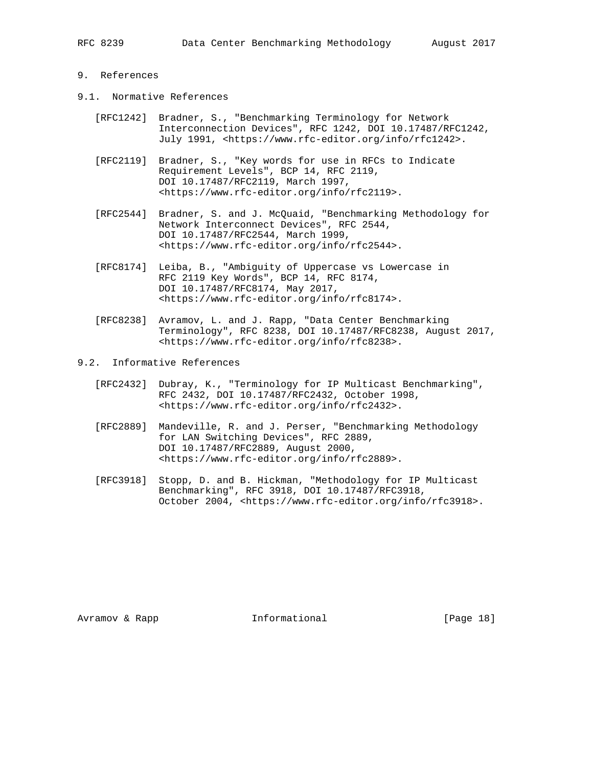## 9. References

### 9.1. Normative References

[RFC1242] Bradner, S., "Benchmarking Terminology for Network Interconnection Devices", RFC 1242, DOI 10.17487/RFC1242, July 1991, <https://www.rfc-editor.org/info/rfc1242>.

[RFC2119] Bradner, S., "Key words for use in RFCs to Indicate Requirement Levels", BCP 14, RFC 2119, DOI 10.17487/RFC2119, March 1997, <https://www.rfc-editor.org/info/rfc2119>.

[RFC2544] Bradner, S. and J. McQuaid, "Benchmarking Methodology for Network Interconnect Devices", RFC 2544, DOI 10.17487/RFC2544, March 1999, <https://www.rfc-editor.org/info/rfc2544>.

[RFC8174] Leiba, B., "Ambiguity of Uppercase vs Lowercase in RFC 2119 Key Words", BCP 14, RFC 8174, DOI 10.17487/RFC8174, May 2017, <https://www.rfc-editor.org/info/rfc8174>.

[RFC8238] Avramov, L. and J. Rapp, "Data Center Benchmarking Terminology", RFC 8238, DOI 10.17487/RFC8238, August 2017, <https://www.rfc-editor.org/info/rfc8238>.

### 9.2. Informative References

[RFC2432] Dubray, K., "Terminology for IP Multicast Benchmarking", RFC 2432, DOI 10.17487/RFC2432, October 1998, <https://www.rfc-editor.org/info/rfc2432>.

[RFC2889] Mandeville, R. and J. Perser, "Benchmarking Methodology for LAN Switching Devices", RFC 2889, DOI 10.17487/RFC2889, August 2000, <https://www.rfc-editor.org/info/rfc2889>.

[RFC3918] Stopp, D. and B. Hickman, "Methodology for IP Multicast Benchmarking", RFC 3918, DOI 10.17487/RFC3918, October 2004, <https://www.rfc-editor.org/info/rfc3918>.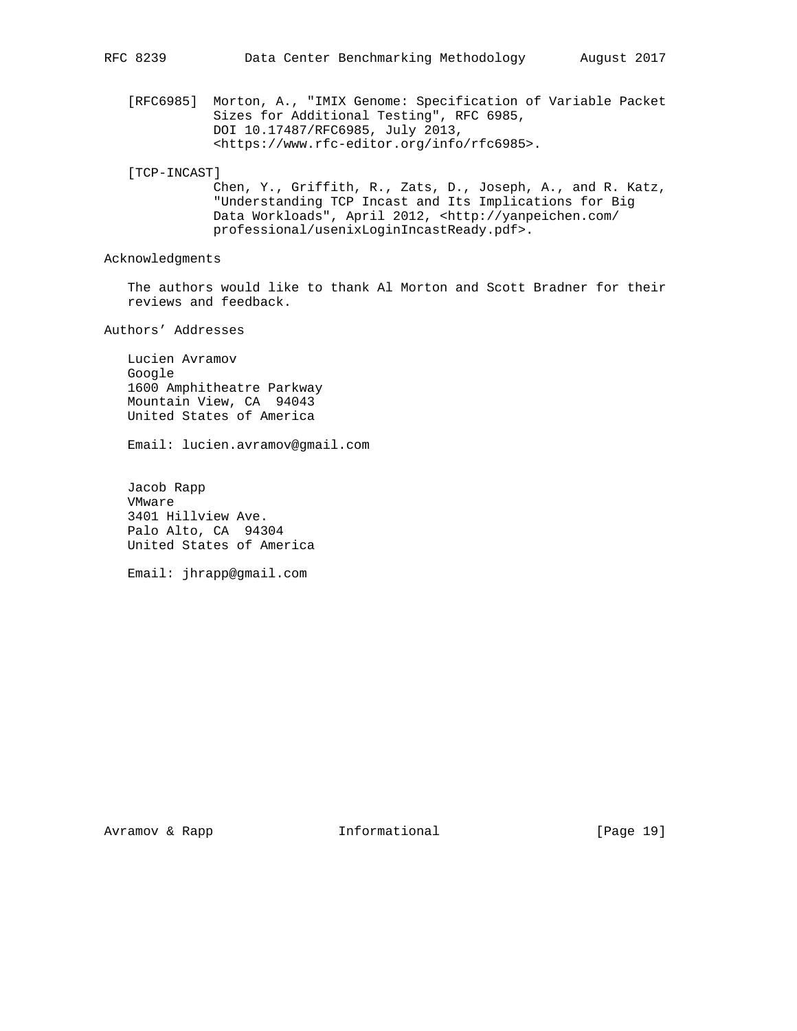[RFC6985] Morton, A., "IMIX Genome: Specification of Variable Packet Sizes for Additional Testing", RFC 6985, DOI 10.17487/RFC6985, July 2013, <https://www.rfc-editor.org/info/rfc6985>.

[TCP-INCAST] Chen, Y., Griffith, R., Zats, D., Joseph, A., and R. Katz, "Understanding TCP Incast and Its Implications for Big Data Workloads", April 2012, <http://yanpeichen.com/professional/usenixLoginIncastReady.pdf>.

## Acknowledgments

The authors would like to thank Al Morton and Scott Bradner for their reviews and feedback.

## Authors' Addresses

Lucien Avramov
Google
1600 Amphitheatre Parkway
Mountain View, CA 94043
United States of America

Email: lucien.avramov@gmail.com

Jacob Rapp
VMware
3401 Hillview Ave.
Palo Alto, CA 94304
United States of America

Email: jhrapp@gmail.com